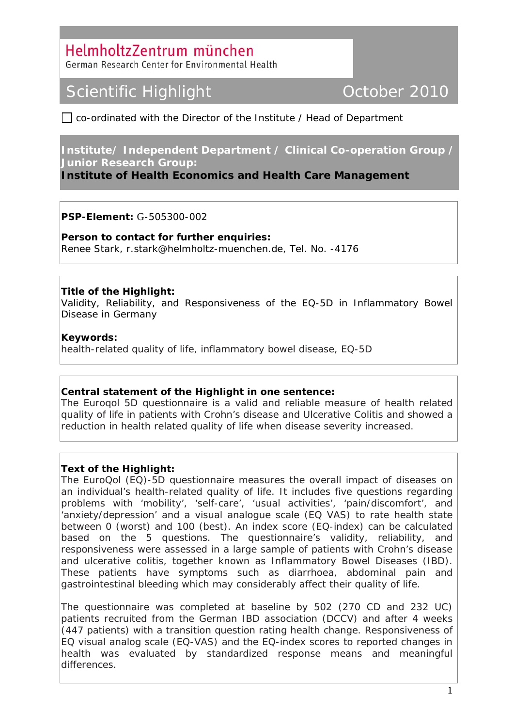# HelmholtzZentrum münchen

German Research Center for Environmental Health

## Scientific Highlight October 2010

☐ co-ordinated with the Director of the Institute / Head of Department

**Institute/ Independent Department / Clinical Co-operation Group / Junior Research Group:**

**Institute of Health Economics and Health Care Management**

**PSP-Element:** G-505300-002

**Person to contact for further enquiries:**
Renee Stark, r.stark@helmholtz-muenchen.de, Tel. No. -4176

**Title of the Highlight:**
Validity, Reliability, and Responsiveness of the EQ-5D in Inflammatory Bowel Disease in Germany

**Keywords:**
health-related quality of life, inflammatory bowel disease, EQ-5D

**Central statement of the Highlight in one sentence:**
The Euroqol 5D questionnaire is a valid and reliable measure of health related quality of life in patients with Crohn's disease and Ulcerative Colitis and showed a reduction in health related quality of life when disease severity increased.

**Text of the Highlight:**
The EuroQol (EQ)-5D questionnaire measures the overall impact of diseases on an individual's health-related quality of life. It includes five questions regarding problems with 'mobility', 'self-care', 'usual activities', 'pain/discomfort', and 'anxiety/depression' and a visual analogue scale (EQ VAS) to rate health state between 0 (worst) and 100 (best). An index score (EQ-index) can be calculated based on the 5 questions. The questionnaire's validity, reliability, and responsiveness were assessed in a large sample of patients with Crohn's disease and ulcerative colitis, together known as Inflammatory Bowel Diseases (IBD). These patients have symptoms such as diarrhoea, abdominal pain and gastrointestinal bleeding which may considerably affect their quality of life.

The questionnaire was completed at baseline by 502 (270 CD and 232 UC) patients recruited from the German IBD association (DCCV) and after 4 weeks (447 patients) with a transition question rating health change. Responsiveness of EQ visual analog scale (EQ-VAS) and the EQ-index scores to reported changes in health was evaluated by standardized response means and meaningful differences.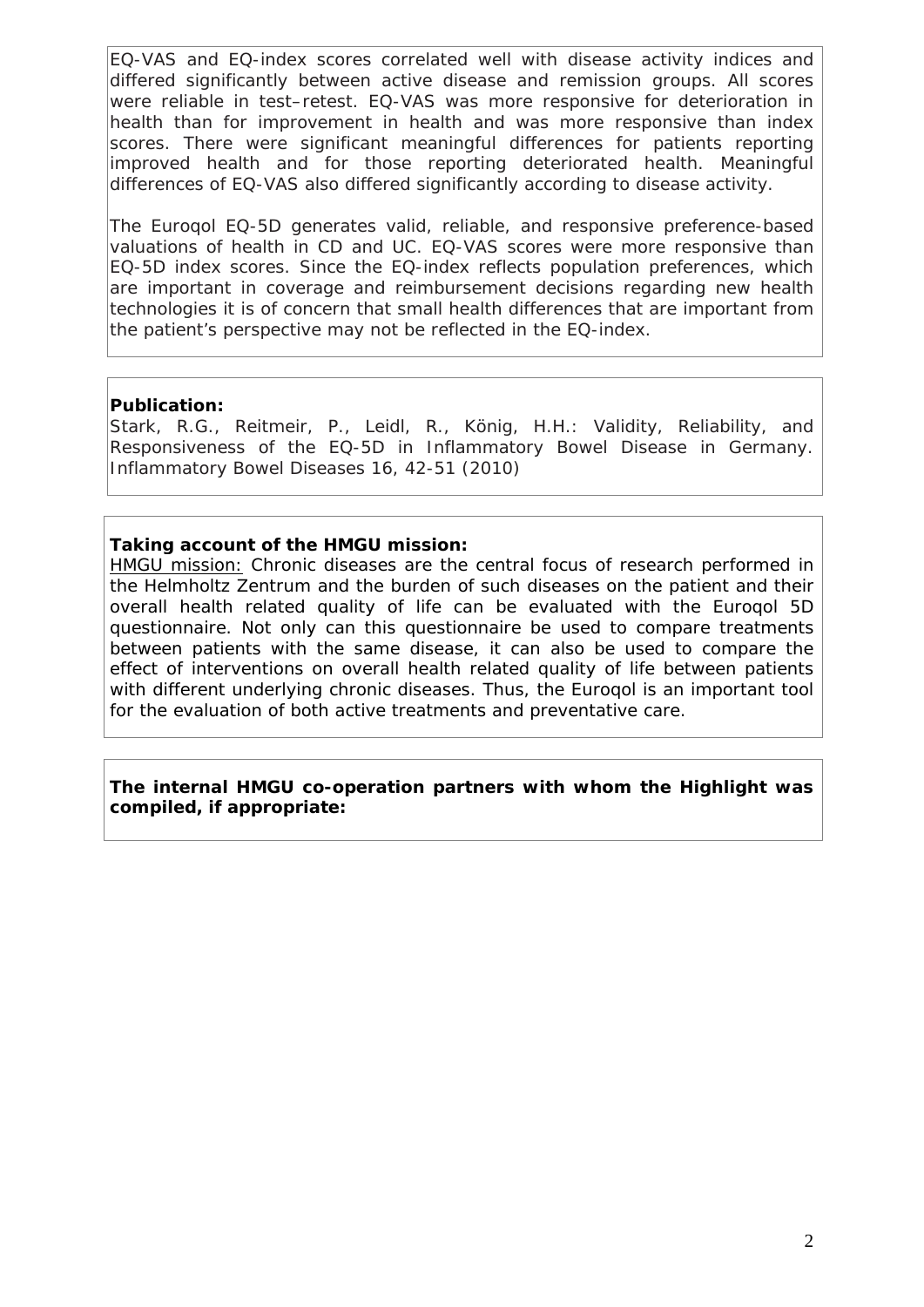EQ-VAS and EQ-index scores correlated well with disease activity indices and differed significantly between active disease and remission groups. All scores were reliable in test–retest. EQ-VAS was more responsive for deterioration in health than for improvement in health and was more responsive than index scores. There were significant meaningful differences for patients reporting improved health and for those reporting deteriorated health. Meaningful differences of EQ-VAS also differed significantly according to disease activity.

The Euroqol EQ-5D generates valid, reliable, and responsive preference-based valuations of health in CD and UC. EQ-VAS scores were more responsive than EQ-5D index scores. Since the EQ-index reflects population preferences, which are important in coverage and reimbursement decisions regarding new health technologies it is of concern that small health differences that are important from the patient's perspective may not be reflected in the EQ-index.

**Publication:**

Stark, R.G., Reitmeir, P., Leidl, R., König, H.H.: Validity, Reliability, and Responsiveness of the EQ-5D in Inflammatory Bowel Disease in Germany. Inflammatory Bowel Diseases 16, 42-51 (2010)

**Taking account of the HMGU mission:**

HMGU mission: Chronic diseases are the central focus of research performed in the Helmholtz Zentrum and the burden of such diseases on the patient and their overall health related quality of life can be evaluated with the Euroqol 5D questionnaire. Not only can this questionnaire be used to compare treatments between patients with the same disease, it can also be used to compare the effect of interventions on overall health related quality of life between patients with different underlying chronic diseases. Thus, the Euroqol is an important tool for the evaluation of both active treatments and preventative care.

**The internal HMGU co-operation partners with whom the Highlight was compiled, if appropriate:**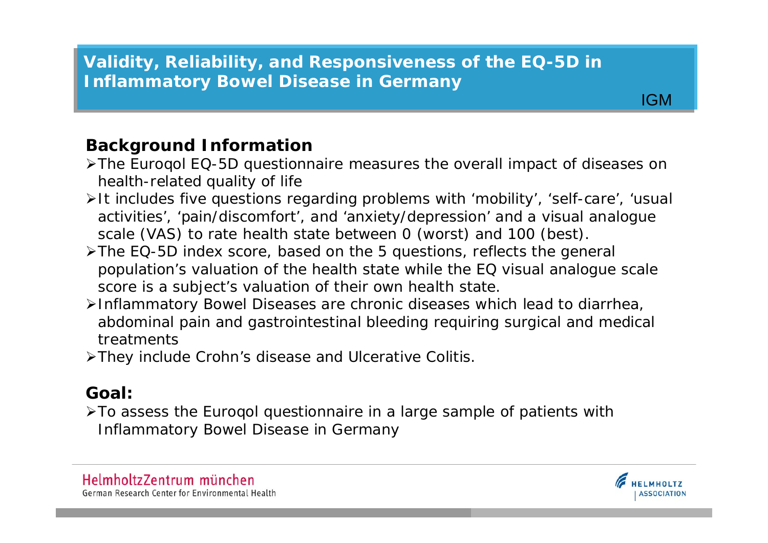## Validity, Reliability, and Responsiveness of the EQ-5D in Inflammatory Bowel Disease in Germany

IGM

### Background Information

- The Euroqol EQ-5D questionnaire measures the overall impact of diseases on health-related quality of life
- It includes five questions regarding problems with 'mobility', 'self-care', 'usual activities', 'pain/discomfort', and 'anxiety/depression' and a visual analogue scale (VAS) to rate health state between 0 (worst) and 100 (best).
- The EQ-5D index score, based on the 5 questions, reflects the general population's valuation of the health state while the EQ visual analogue scale score is a subject's valuation of their own health state.
- Inflammatory Bowel Diseases are chronic diseases which lead to diarrhea, abdominal pain and gastrointestinal bleeding requiring surgical and medical treatments
- They include Crohn's disease and Ulcerative Colitis.

### Goal:

- To assess the Euroqol questionnaire in a large sample of patients with Inflammatory Bowel Disease in Germany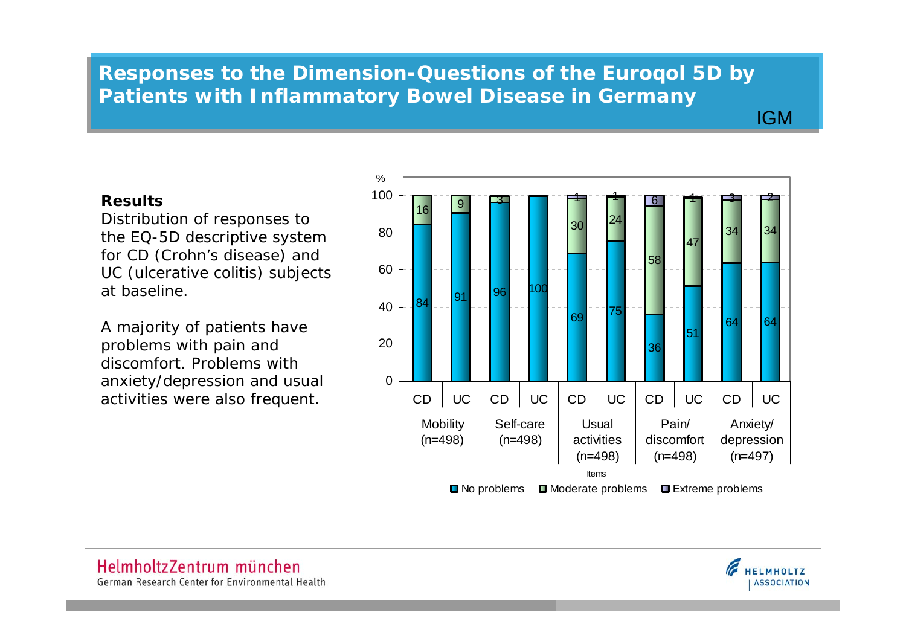# Responses to the Dimension-Questions of the Euroqol 5D by Patients with Inflammatory Bowel Disease in Germany

IGM

**Results**

Distribution of responses to the EQ-5D descriptive system for CD (Crohn's disease) and UC (ulcerative colitis) subjects at baseline.

A majority of patients have problems with pain and discomfort. Problems with anxiety/depression and usual activities were also frequent.

| Items | | No problems (%) | Moderate problems (%) | Extreme problems (%) |
|---|---|---|---|---|
| Mobility (n=498) | CD | 84 | 16 | |
| | UC | 91 | 9 | |
| Self-care (n=498) | CD | 96 | 3 | |
| | UC | 100 | | |
| Usual activities (n=498) | CD | 69 | 30 | 1 |
| | UC | 75 | 24 | 1 |
| Pain/discomfort (n=498) | CD | 36 | 58 | 6 |
| | UC | 51 | 47 | 1 |
| Anxiety/depression (n=497) | CD | 64 | 34 | 3 |
| | UC | 64 | 34 | 2 |

HelmholtzZentrum münchen
German Research Center for Environmental Health

HELMHOLTZ ASSOCIATION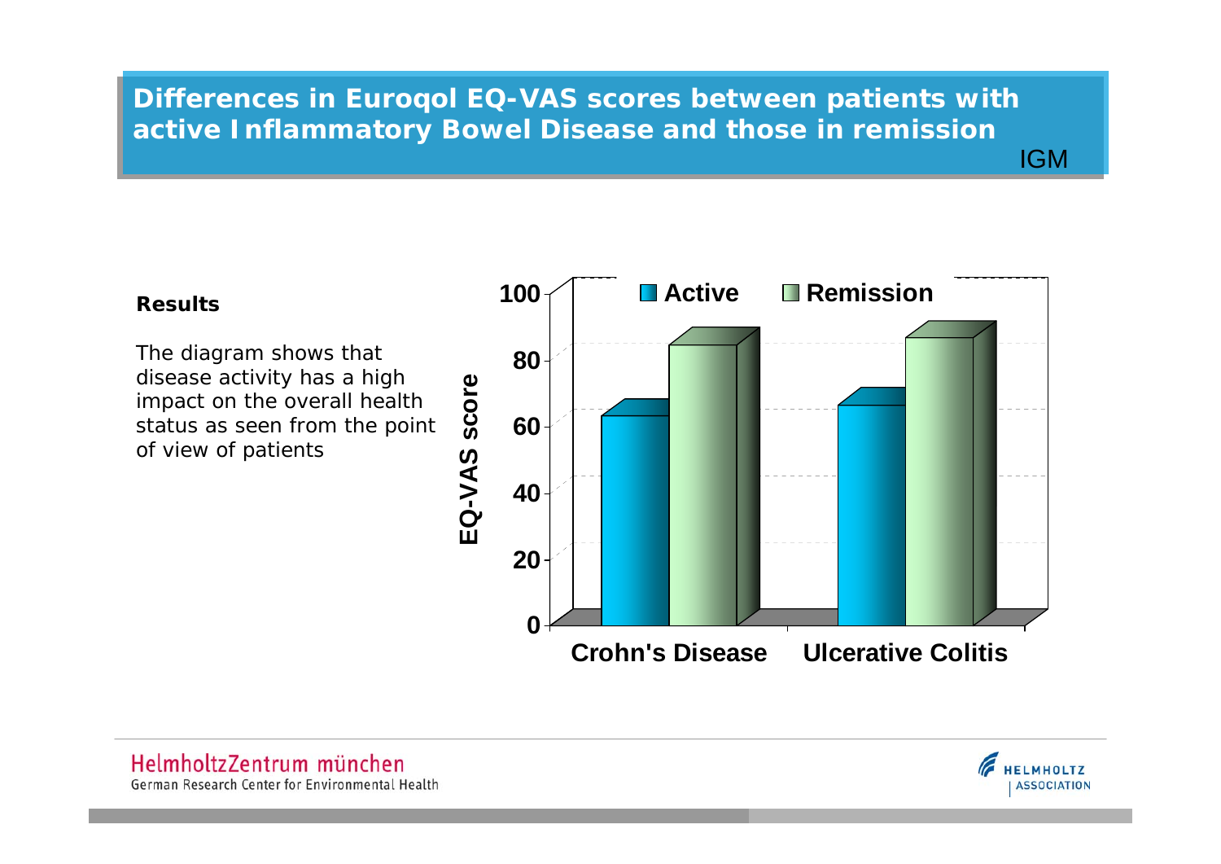# Differences in Euroqol EQ-VAS scores between patients with active Inflammatory Bowel Disease and those in remission

IGM

**Results**

The diagram shows that disease activity has a high impact on the overall health status as seen from the point of view of patients

EQ-VAS score

■ Active ■ Remission

100
80
60
40
20
0

Crohn's Disease    Ulcerative Colitis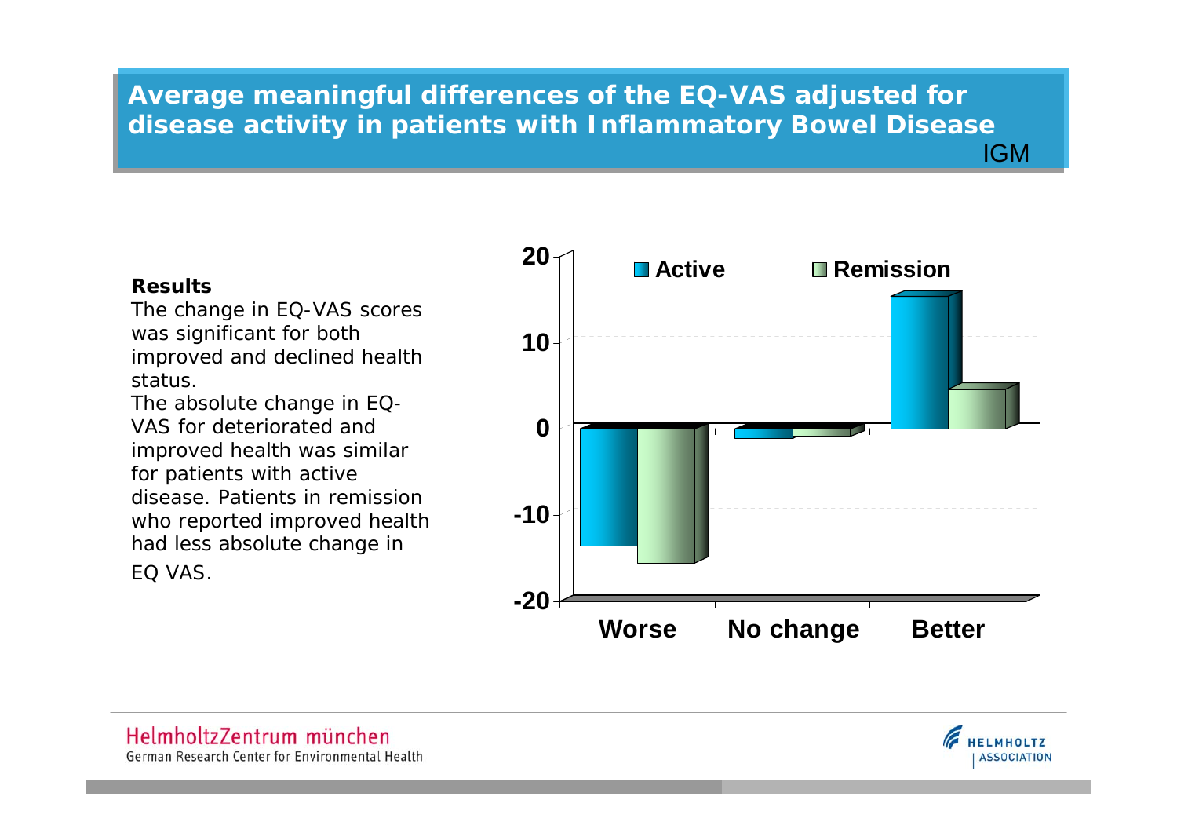# Average meaningful differences of the EQ-VAS adjusted for disease activity in patients with Inflammatory Bowel Disease

IGM

**Results**

The change in EQ-VAS scores was significant for both improved and declined health status.

The absolute change in EQ-VAS for deteriorated and improved health was similar for patients with active disease. Patients in remission who reported improved health had less absolute change in EQ VAS.

Active | Remission

20
10
0
-10
-20

Worse | No change | Better

HelmholtzZentrum münchen
German Research Center for Environmental Health

HELMHOLTZ ASSOCIATION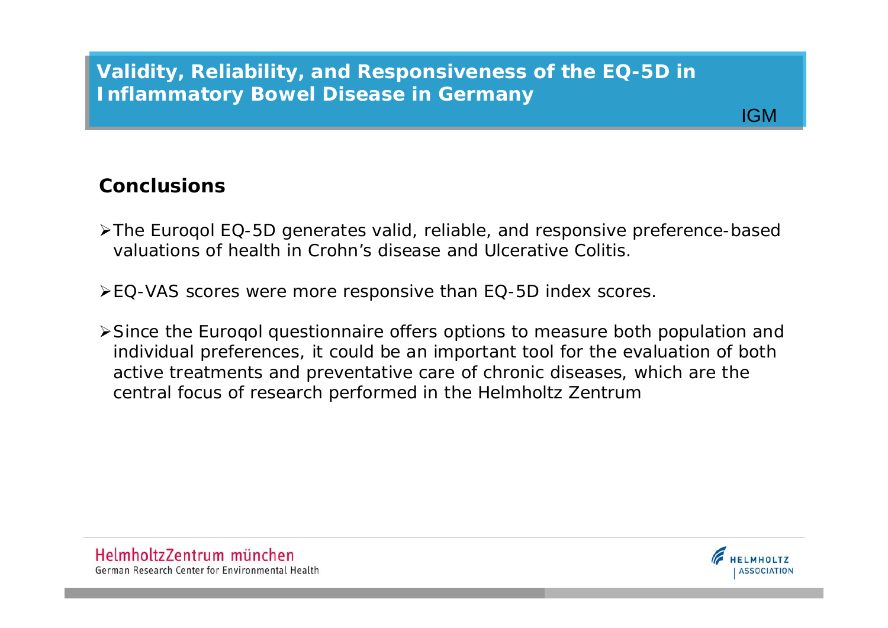# Validity, Reliability, and Responsiveness of the EQ-5D in Inflammatory Bowel Disease in Germany

IGM

## Conclusions

- The Euroqol EQ-5D generates valid, reliable, and responsive preference-based valuations of health in Crohn's disease and Ulcerative Colitis.
- EQ-VAS scores were more responsive than EQ-5D index scores.
- Since the Euroqol questionnaire offers options to measure both population and individual preferences, it could be an important tool for the evaluation of both active treatments and preventative care of chronic diseases, which are the central focus of research performed in the Helmholtz Zentrum

HelmholtzZentrum münchen
German Research Center for Environmental Health

HELMHOLTZ | ASSOCIATION